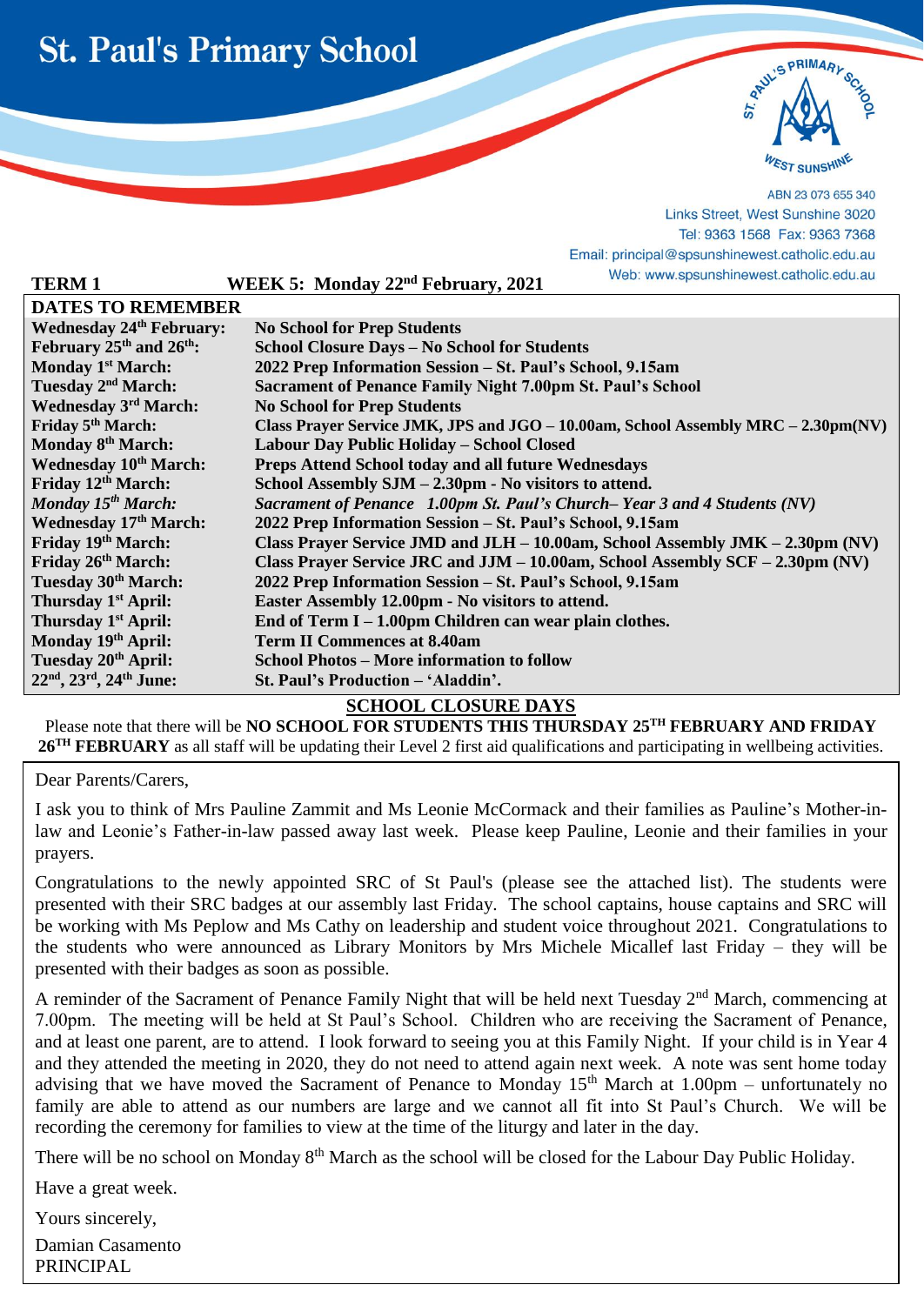# St. Paul's Primary School

ABN 23 073 655 340
Links Street, West Sunshine 3020
Tel: 9363 1568 Fax: 9363 7368
Email: principal@spsunshinewest.catholic.edu.au
Web: www.spsunshinewest.catholic.edu.au

**TERM 1** **WEEK 5: Monday 22nd February, 2021**

| DATES TO REMEMBER | |
|---|---|
| **Wednesday 24th February:** | **No School for Prep Students** |
| **February 25th and 26th:** | **School Closure Days – No School for Students** |
| **Monday 1st March:** | **2022 Prep Information Session – St. Paul's School, 9.15am** |
| **Tuesday 2nd March:** | **Sacrament of Penance Family Night 7.00pm St. Paul's School** |
| **Wednesday 3rd March:** | **No School for Prep Students** |
| **Friday 5th March:** | **Class Prayer Service JMK, JPS and JGO – 10.00am, School Assembly MRC – 2.30pm(NV)** |
| **Monday 8th March:** | **Labour Day Public Holiday – School Closed** |
| **Wednesday 10th March:** | **Preps Attend School today and all future Wednesdays** |
| **Friday 12th March:** | **School Assembly SJM – 2.30pm - No visitors to attend.** |
| ***Monday 15th March:*** | ***Sacrament of Penance 1.00pm St. Paul's Church– Year 3 and 4 Students (NV)*** |
| **Wednesday 17th March:** | **2022 Prep Information Session – St. Paul's School, 9.15am** |
| **Friday 19th March:** | **Class Prayer Service JMD and JLH – 10.00am, School Assembly JMK – 2.30pm (NV)** |
| **Friday 26th March:** | **Class Prayer Service JRC and JJM – 10.00am, School Assembly SCF – 2.30pm (NV)** |
| **Tuesday 30th March:** | **2022 Prep Information Session – St. Paul's School, 9.15am** |
| **Thursday 1st April:** | **Easter Assembly 12.00pm - No visitors to attend.** |
| **Thursday 1st April:** | **End of Term I – 1.00pm Children can wear plain clothes.** |
| **Monday 19th April:** | **Term II Commences at 8.40am** |
| **Tuesday 20th April:** | **School Photos – More information to follow** |
| **22nd, 23rd, 24th June:** | **St. Paul's Production – 'Aladdin'.** |

## SCHOOL CLOSURE DAYS

Please note that there will be **NO SCHOOL FOR STUDENTS THIS THURSDAY 25TH FEBRUARY AND FRIDAY 26TH FEBRUARY** as all staff will be updating their Level 2 first aid qualifications and participating in wellbeing activities.

Dear Parents/Carers,

I ask you to think of Mrs Pauline Zammit and Ms Leonie McCormack and their families as Pauline's Mother-in-law and Leonie's Father-in-law passed away last week. Please keep Pauline, Leonie and their families in your prayers.

Congratulations to the newly appointed SRC of St Paul's (please see the attached list). The students were presented with their SRC badges at our assembly last Friday. The school captains, house captains and SRC will be working with Ms Peplow and Ms Cathy on leadership and student voice throughout 2021. Congratulations to the students who were announced as Library Monitors by Mrs Michele Micallef last Friday – they will be presented with their badges as soon as possible.

A reminder of the Sacrament of Penance Family Night that will be held next Tuesday 2nd March, commencing at 7.00pm. The meeting will be held at St Paul's School. Children who are receiving the Sacrament of Penance, and at least one parent, are to attend. I look forward to seeing you at this Family Night. If your child is in Year 4 and they attended the meeting in 2020, they do not need to attend again next week. A note was sent home today advising that we have moved the Sacrament of Penance to Monday 15th March at 1.00pm – unfortunately no family are able to attend as our numbers are large and we cannot all fit into St Paul's Church. We will be recording the ceremony for families to view at the time of the liturgy and later in the day.

There will be no school on Monday 8th March as the school will be closed for the Labour Day Public Holiday.

Have a great week.

Yours sincerely,

Damian Casamento
PRINCIPAL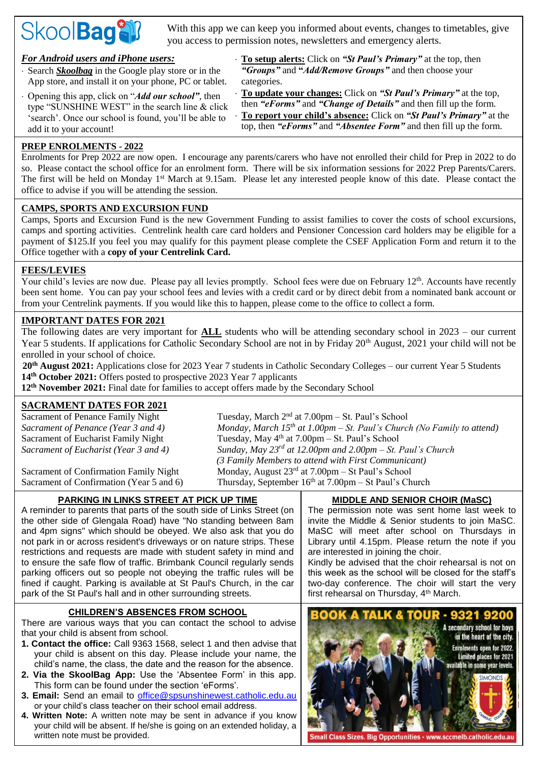SkoolBag

With this app we can keep you informed about events, changes to timetables, give you access to permission notes, newsletters and emergency alerts.

***For Android users and iPhone users:***

- Search ***Skoolbag*** in the Google play store or in the App store, and install it on your phone, PC or tablet.
- Opening this app, click on "***Add our school***", then type "SUNSHINE WEST" in the search line & click 'search'. Once our school is found, you'll be able to add it to your account!
- **To setup alerts:** Click on ***"St Paul's Primary"*** at the top, then ***"Groups"*** and ***"Add/Remove Groups"*** and then choose your categories.
- **To update your changes:** Click on ***"St Paul's Primary"*** at the top, then ***"eForms"*** and ***"Change of Details"*** and then fill up the form.
- **To report your child's absence:** Click on ***"St Paul's Primary"*** at the top, then ***"eForms"*** and ***"Absentee Form"*** and then fill up the form.

## PREP ENROLMENTS - 2022

Enrolments for Prep 2022 are now open. I encourage any parents/carers who have not enrolled their child for Prep in 2022 to do so. Please contact the school office for an enrolment form. There will be six information sessions for 2022 Prep Parents/Carers. The first will be held on Monday 1st March at 9.15am. Please let any interested people know of this date. Please contact the office to advise if you will be attending the session.

## CAMPS, SPORTS AND EXCURSION FUND

Camps, Sports and Excursion Fund is the new Government Funding to assist families to cover the costs of school excursions, camps and sporting activities. Centrelink health care card holders and Pensioner Concession card holders may be eligible for a payment of $125.If you feel you may qualify for this payment please complete the CSEF Application Form and return it to the Office together with a **copy of your Centrelink Card.**

## FEES/LEVIES

Your child's levies are now due. Please pay all levies promptly. School fees were due on February 12th. Accounts have recently been sent home. You can pay your school fees and levies with a credit card or by direct debit from a nominated bank account or from your Centrelink payments. If you would like this to happen, please come to the office to collect a form.

## IMPORTANT DATES FOR 2021

The following dates are very important for **ALL** students who will be attending secondary school in 2023 – our current Year 5 students. If applications for Catholic Secondary School are not in by Friday 20th August, 2021 your child will not be enrolled in your school of choice.

**20th August 2021:** Applications close for 2023 Year 7 students in Catholic Secondary Colleges – our current Year 5 Students
**14th October 2021:** Offers posted to prospective 2023 Year 7 applicants
**12th November 2021:** Final date for families to accept offers made by the Secondary School

## SACRAMENT DATES FOR 2021

| | |
|---|---|
| Sacrament of Penance Family Night | Tuesday, March 2nd at 7.00pm – St. Paul's School |
| *Sacrament of Penance (Year 3 and 4)* | *Monday, March 15th at 1.00pm – St. Paul's Church (No Family to attend)* |
| Sacrament of Eucharist Family Night | Tuesday, May 4th at 7.00pm – St. Paul's School |
| *Sacrament of Eucharist (Year 3 and 4)* | *Sunday, May 23rd at 12.00pm and 2.00pm – St. Paul's Church (3 Family Members to attend with First Communicant)* |
| Sacrament of Confirmation Family Night | Monday, August 23rd at 7.00pm – St Paul's School |
| Sacrament of Confirmation (Year 5 and 6) | Thursday, September 16th at 7.00pm – St Paul's Church |

## PARKING IN LINKS STREET AT PICK UP TIME

A reminder to parents that parts of the south side of Links Street (on the other side of Glengala Road) have "No standing between 8am and 4pm signs" which should be obeyed. We also ask that you do not park in or across resident's driveways or on nature strips. These restrictions and requests are made with student safety in mind and to ensure the safe flow of traffic. Brimbank Council regularly sends parking officers out so people not obeying the traffic rules will be fined if caught. Parking is available at St Paul's Church, in the car park of the St Paul's hall and in other surrounding streets.

## MIDDLE AND SENIOR CHOIR (MaSC)

The permission note was sent home last week to invite the Middle & Senior students to join MaSC. MaSC will meet after school on Thursdays in Library until 4.15pm. Please return the note if you are interested in joining the choir.

Kindly be advised that the choir rehearsal is not on this week as the school will be closed for the staff's two-day conference. The choir will start the very first rehearsal on Thursday, 4th March.

## CHILDREN'S ABSENCES FROM SCHOOL

There are various ways that you can contact the school to advise that your child is absent from school.

1. **Contact the office:** Call 9363 1568, select 1 and then advise that your child is absent on this day. Please include your name, the child's name, the class, the date and the reason for the absence.
2. **Via the SkoolBag App:** Use the 'Absentee Form' in this app. This form can be found under the section 'eForms'.
3. **Email:** Send an email to office@spsunshinewest.catholic.edu.au or your child's class teacher on their school email address.
4. **Written Note:** A written note may be sent in advance if you know your child will be absent. If he/she is going on an extended holiday, a written note must be provided.

BOOK A TALK & TOUR - 9321 9200

A secondary school for boys in the heart of the city. Enrolments open for 2022. Limited places for 2021 available in some year levels.

SIMONDS CATHOLIC COLLEGE

Small Class Sizes. Big Opportunities - www.sccmelb.catholic.edu.au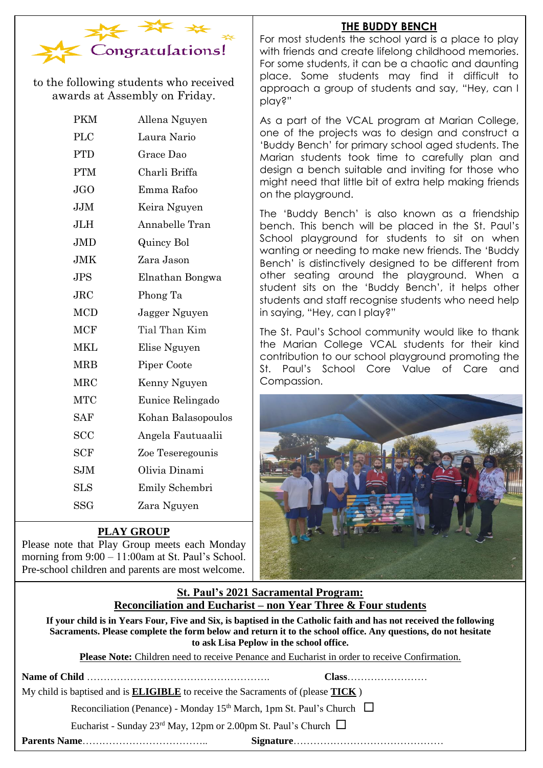# Congratulations!

to the following students who received awards at Assembly on Friday.

| | |
|---|---|
| PKM | Allena Nguyen |
| PLC | Laura Nario |
| PTD | Grace Dao |
| PTM | Charli Briffa |
| JGO | Emma Rafoo |
| JJM | Keira Nguyen |
| JLH | Annabelle Tran |
| JMD | Quincy Bol |
| JMK | Zara Jason |
| JPS | Elnathan Bongwa |
| JRC | Phong Ta |
| MCD | Jagger Nguyen |
| MCF | Tial Than Kim |
| MKL | Elise Nguyen |
| MRB | Piper Coote |
| MRC | Kenny Nguyen |
| MTC | Eunice Relingado |
| SAF | Kohan Balasopoulos |
| SCC | Angela Fautuaalii |
| SCF | Zoe Teseregounis |
| SJM | Olivia Dinami |
| SLS | Emily Schembri |
| SSG | Zara Nguyen |

## PLAY GROUP

Please note that Play Group meets each Monday morning from 9:00 – 11:00am at St. Paul's School. Pre-school children and parents are most welcome.

## THE BUDDY BENCH

For most students the school yard is a place to play with friends and create lifelong childhood memories. For some students, it can be a chaotic and daunting place. Some students may find it difficult to approach a group of students and say, "Hey, can I play?"

As a part of the VCAL program at Marian College, one of the projects was to design and construct a 'Buddy Bench' for primary school aged students. The Marian students took time to carefully plan and design a bench suitable and inviting for those who might need that little bit of extra help making friends on the playground.

The 'Buddy Bench' is also known as a friendship bench. This bench will be placed in the St. Paul's School playground for students to sit on when wanting or needing to make new friends. The 'Buddy Bench' is distinctively designed to be different from other seating around the playground. When a student sits on the 'Buddy Bench', it helps other students and staff recognise students who need help in saying, "Hey, can I play?"

The St. Paul's School community would like to thank the Marian College VCAL students for their kind contribution to our school playground promoting the St. Paul's School Core Value of Care and Compassion.

## St. Paul's 2021 Sacramental Program:
## Reconciliation and Eucharist – non Year Three & Four students

**If your child is in Years Four, Five and Six, is baptised in the Catholic faith and has not received the following Sacraments. Please complete the form below and return it to the school office. Any questions, do not hesitate to ask Lisa Peplow in the school office.**

**Please Note:** Children need to receive Penance and Eucharist in order to receive Confirmation.

**Name of Child** ………………………………………………. **Class**……………………

My child is baptised and is **ELIGIBLE** to receive the Sacraments of (please **TICK** )

Reconciliation (Penance) - Monday 15th March, 1pm St. Paul's Church ☐

Eucharist - Sunday 23rd May, 12pm or 2.00pm St. Paul's Church ☐

**Parents Name**……………………………….. **Signature**………………………………………